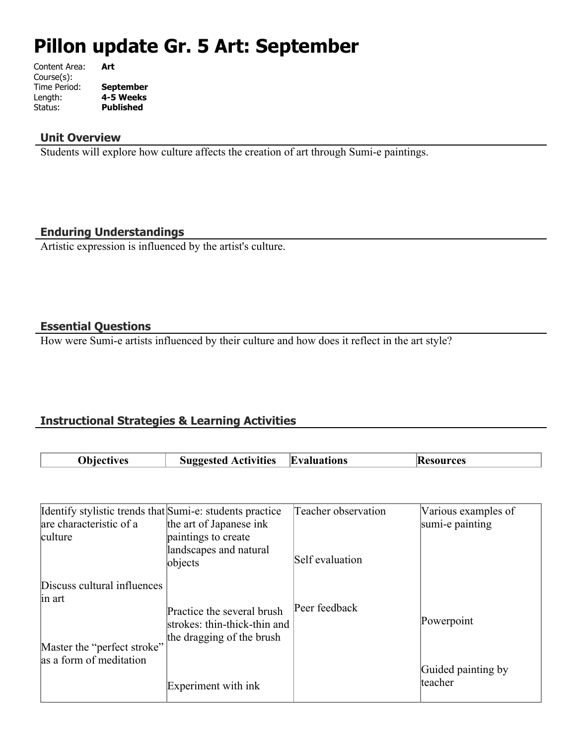# Pillon update Gr. 5 Art: September

Content Area: **Art**
Course(s):
Time Period: **September**
Length: **4-5 Weeks**
Status: **Published**

## Unit Overview

Students will explore how culture affects the creation of art through Sumi-e paintings.

## Enduring Understandings

Artistic expression is influenced by the artist's culture.

## Essential Questions

How were Sumi-e artists influenced by their culture and how does it reflect in the art style?

## Instructional Strategies & Learning Activities

| Objectives | Suggested Activities | Evaluations | Resources |
|---|---|---|---|
| Identify stylistic trends that are characteristic of a culture<br><br>Discuss cultural influences in art<br><br>Master the "perfect stroke" as a form of meditation | Sumi-e: students practice the art of Japanese ink paintings to create landscapes and natural objects<br><br>Practice the several brush strokes: thin-thick-thin and the dragging of the brush<br><br>Experiment with ink | Teacher observation<br><br>Self evaluation<br><br>Peer feedback | Various examples of sumi-e painting<br><br>Powerpoint<br><br>Guided painting by teacher |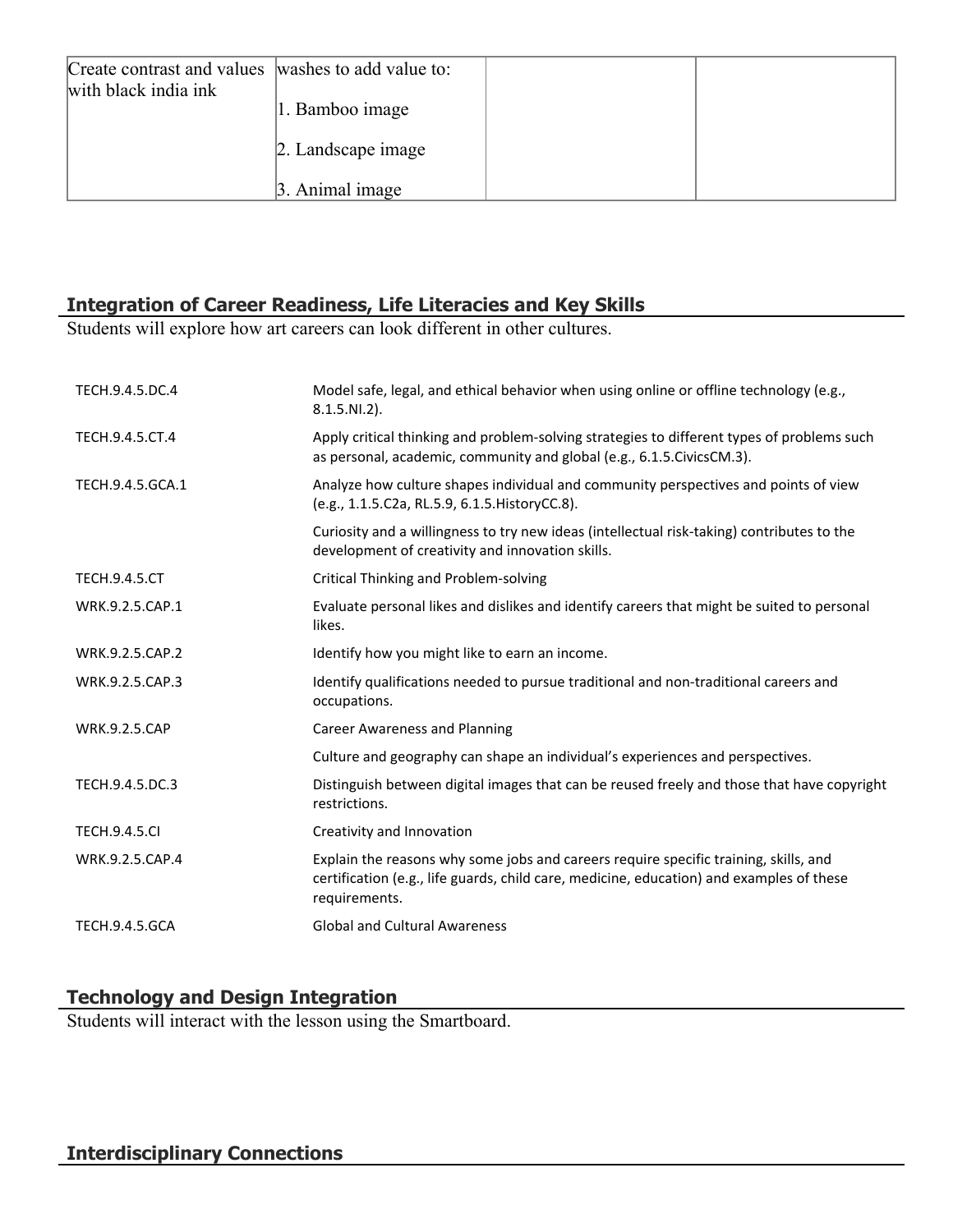| | | | |
|---|---|---|---|
| Create contrast and values with black india ink | washes to add value to:<br><br>1. Bamboo image<br><br>2. Landscape image<br><br>3. Animal image | | |

## Integration of Career Readiness, Life Literacies and Key Skills

Students will explore how art careers can look different in other cultures.

| | |
|---|---|
| TECH.9.4.5.DC.4 | Model safe, legal, and ethical behavior when using online or offline technology (e.g., 8.1.5.NI.2). |
| TECH.9.4.5.CT.4 | Apply critical thinking and problem-solving strategies to different types of problems such as personal, academic, community and global (e.g., 6.1.5.CivicsCM.3). |
| TECH.9.4.5.GCA.1 | Analyze how culture shapes individual and community perspectives and points of view (e.g., 1.1.5.C2a, RL.5.9, 6.1.5.HistoryCC.8). |
| | Curiosity and a willingness to try new ideas (intellectual risk-taking) contributes to the development of creativity and innovation skills. |
| TECH.9.4.5.CT | Critical Thinking and Problem-solving |
| WRK.9.2.5.CAP.1 | Evaluate personal likes and dislikes and identify careers that might be suited to personal likes. |
| WRK.9.2.5.CAP.2 | Identify how you might like to earn an income. |
| WRK.9.2.5.CAP.3 | Identify qualifications needed to pursue traditional and non-traditional careers and occupations. |
| WRK.9.2.5.CAP | Career Awareness and Planning |
| | Culture and geography can shape an individual's experiences and perspectives. |
| TECH.9.4.5.DC.3 | Distinguish between digital images that can be reused freely and those that have copyright restrictions. |
| TECH.9.4.5.CI | Creativity and Innovation |
| WRK.9.2.5.CAP.4 | Explain the reasons why some jobs and careers require specific training, skills, and certification (e.g., life guards, child care, medicine, education) and examples of these requirements. |
| TECH.9.4.5.GCA | Global and Cultural Awareness |

## Technology and Design Integration

Students will interact with the lesson using the Smartboard.

## Interdisciplinary Connections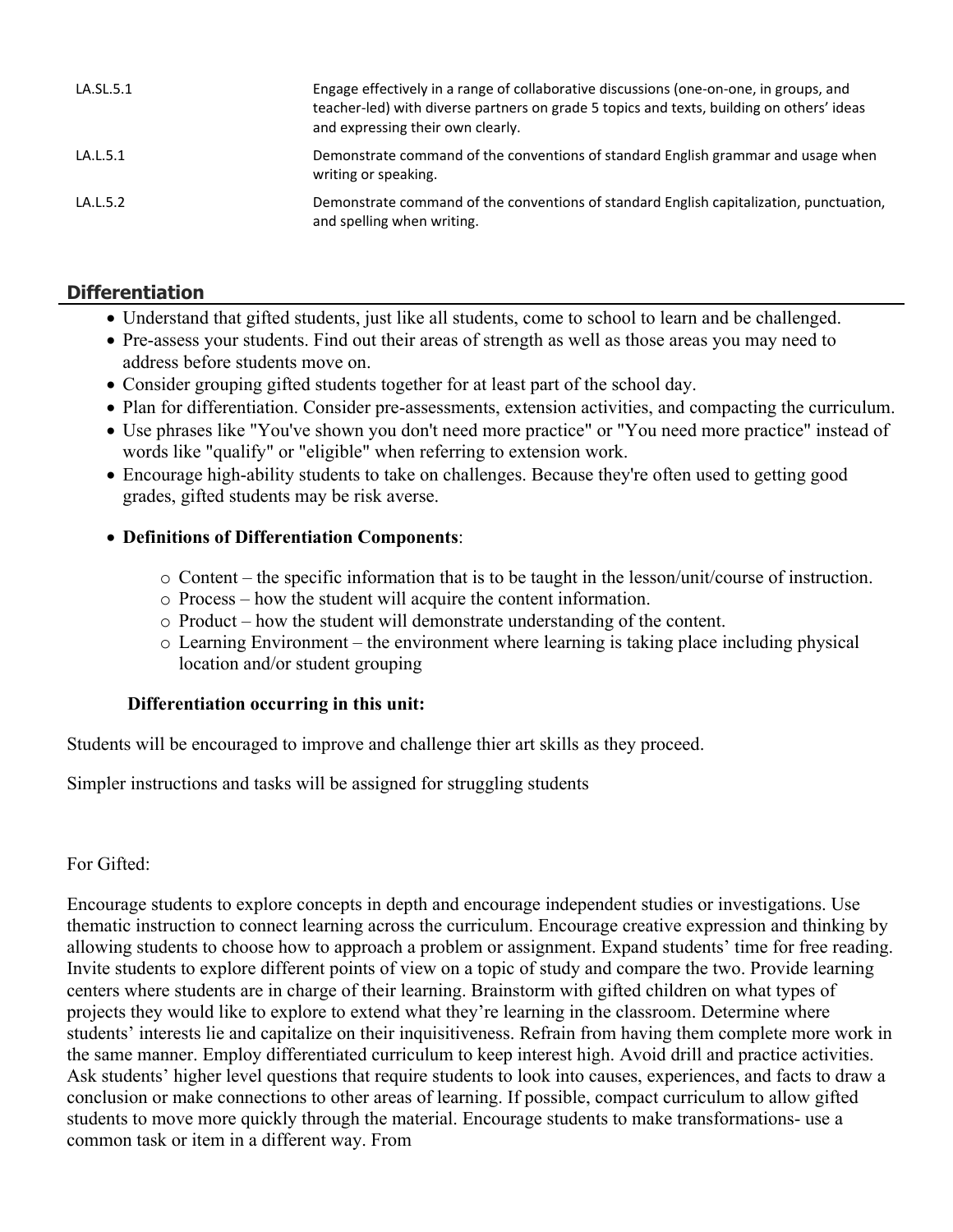| | |
|---|---|
| LA.SL.5.1 | Engage effectively in a range of collaborative discussions (one-on-one, in groups, and teacher-led) with diverse partners on grade 5 topics and texts, building on others' ideas and expressing their own clearly. |
| LA.L.5.1 | Demonstrate command of the conventions of standard English grammar and usage when writing or speaking. |
| LA.L.5.2 | Demonstrate command of the conventions of standard English capitalization, punctuation, and spelling when writing. |

## Differentiation

- Understand that gifted students, just like all students, come to school to learn and be challenged.
- Pre-assess your students. Find out their areas of strength as well as those areas you may need to address before students move on.
- Consider grouping gifted students together for at least part of the school day.
- Plan for differentiation. Consider pre-assessments, extension activities, and compacting the curriculum.
- Use phrases like "You've shown you don't need more practice" or "You need more practice" instead of words like "qualify" or "eligible" when referring to extension work.
- Encourage high-ability students to take on challenges. Because they're often used to getting good grades, gifted students may be risk averse.
- **Definitions of Differentiation Components**:
  - Content – the specific information that is to be taught in the lesson/unit/course of instruction.
  - Process – how the student will acquire the content information.
  - Product – how the student will demonstrate understanding of the content.
  - Learning Environment – the environment where learning is taking place including physical location and/or student grouping

**Differentiation occurring in this unit:**

Students will be encouraged to improve and challenge thier art skills as they proceed.

Simpler instructions and tasks will be assigned for struggling students

For Gifted:

Encourage students to explore concepts in depth and encourage independent studies or investigations. Use thematic instruction to connect learning across the curriculum. Encourage creative expression and thinking by allowing students to choose how to approach a problem or assignment. Expand students' time for free reading. Invite students to explore different points of view on a topic of study and compare the two. Provide learning centers where students are in charge of their learning. Brainstorm with gifted children on what types of projects they would like to explore to extend what they're learning in the classroom. Determine where students' interests lie and capitalize on their inquisitiveness. Refrain from having them complete more work in the same manner. Employ differentiated curriculum to keep interest high. Avoid drill and practice activities. Ask students' higher level questions that require students to look into causes, experiences, and facts to draw a conclusion or make connections to other areas of learning. If possible, compact curriculum to allow gifted students to move more quickly through the material. Encourage students to make transformations- use a common task or item in a different way. From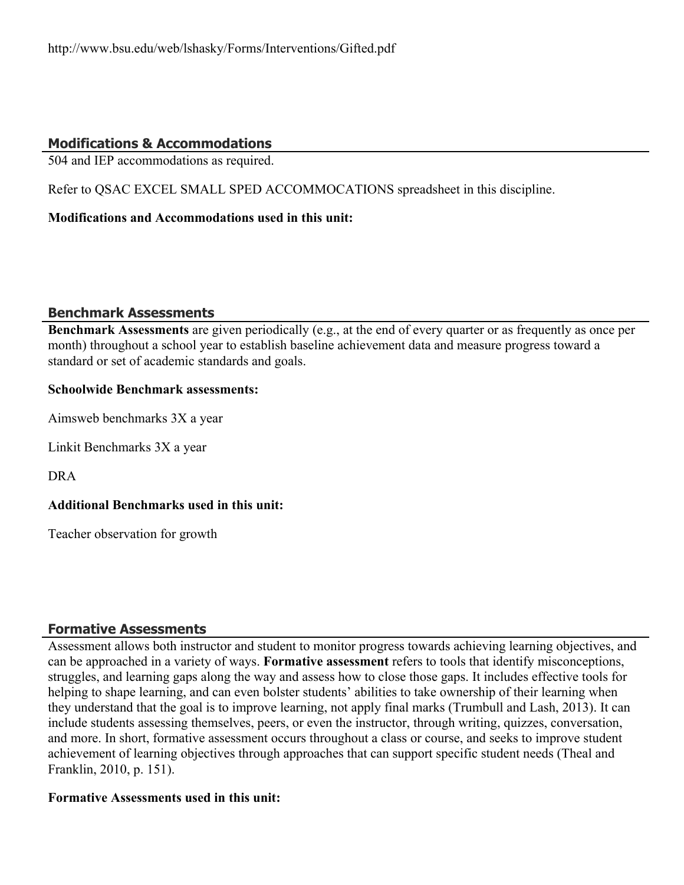http://www.bsu.edu/web/lshasky/Forms/Interventions/Gifted.pdf

## Modifications & Accommodations

504 and IEP accommodations as required.

Refer to QSAC EXCEL SMALL SPED ACCOMMOCATIONS spreadsheet in this discipline.

**Modifications and Accommodations used in this unit:**

## Benchmark Assessments

**Benchmark Assessments** are given periodically (e.g., at the end of every quarter or as frequently as once per month) throughout a school year to establish baseline achievement data and measure progress toward a standard or set of academic standards and goals.

**Schoolwide Benchmark assessments:**

Aimsweb benchmarks 3X a year

Linkit Benchmarks 3X a year

DRA

**Additional Benchmarks used in this unit:**

Teacher observation for growth

## Formative Assessments

Assessment allows both instructor and student to monitor progress towards achieving learning objectives, and can be approached in a variety of ways. **Formative assessment** refers to tools that identify misconceptions, struggles, and learning gaps along the way and assess how to close those gaps. It includes effective tools for helping to shape learning, and can even bolster students' abilities to take ownership of their learning when they understand that the goal is to improve learning, not apply final marks (Trumbull and Lash, 2013). It can include students assessing themselves, peers, or even the instructor, through writing, quizzes, conversation, and more. In short, formative assessment occurs throughout a class or course, and seeks to improve student achievement of learning objectives through approaches that can support specific student needs (Theal and Franklin, 2010, p. 151).

**Formative Assessments used in this unit:**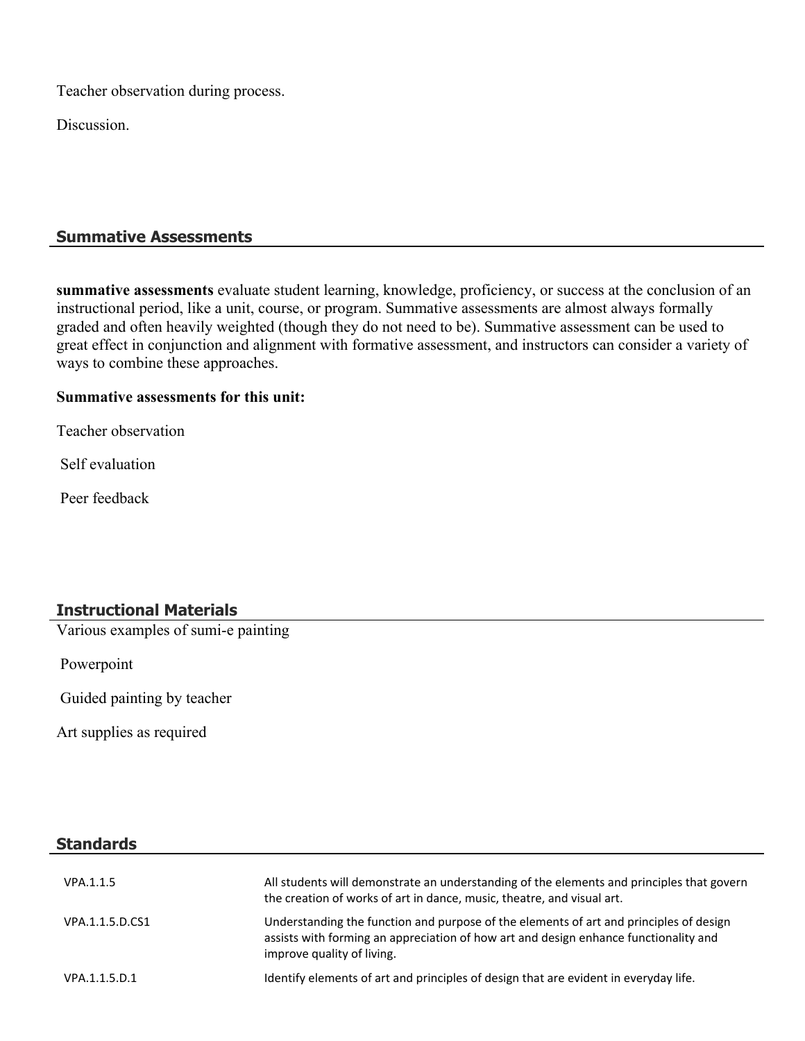Teacher observation during process.

Discussion.

## Summative Assessments

**summative assessments** evaluate student learning, knowledge, proficiency, or success at the conclusion of an instructional period, like a unit, course, or program. Summative assessments are almost always formally graded and often heavily weighted (though they do not need to be). Summative assessment can be used to great effect in conjunction and alignment with formative assessment, and instructors can consider a variety of ways to combine these approaches.

**Summative assessments for this unit:**

Teacher observation

Self evaluation

Peer feedback

## Instructional Materials

Various examples of sumi-e painting

Powerpoint

Guided painting by teacher

Art supplies as required

## Standards

| | |
|---|---|
| VPA.1.1.5 | All students will demonstrate an understanding of the elements and principles that govern the creation of works of art in dance, music, theatre, and visual art. |
| VPA.1.1.5.D.CS1 | Understanding the function and purpose of the elements of art and principles of design assists with forming an appreciation of how art and design enhance functionality and improve quality of living. |
| VPA.1.1.5.D.1 | Identify elements of art and principles of design that are evident in everyday life. |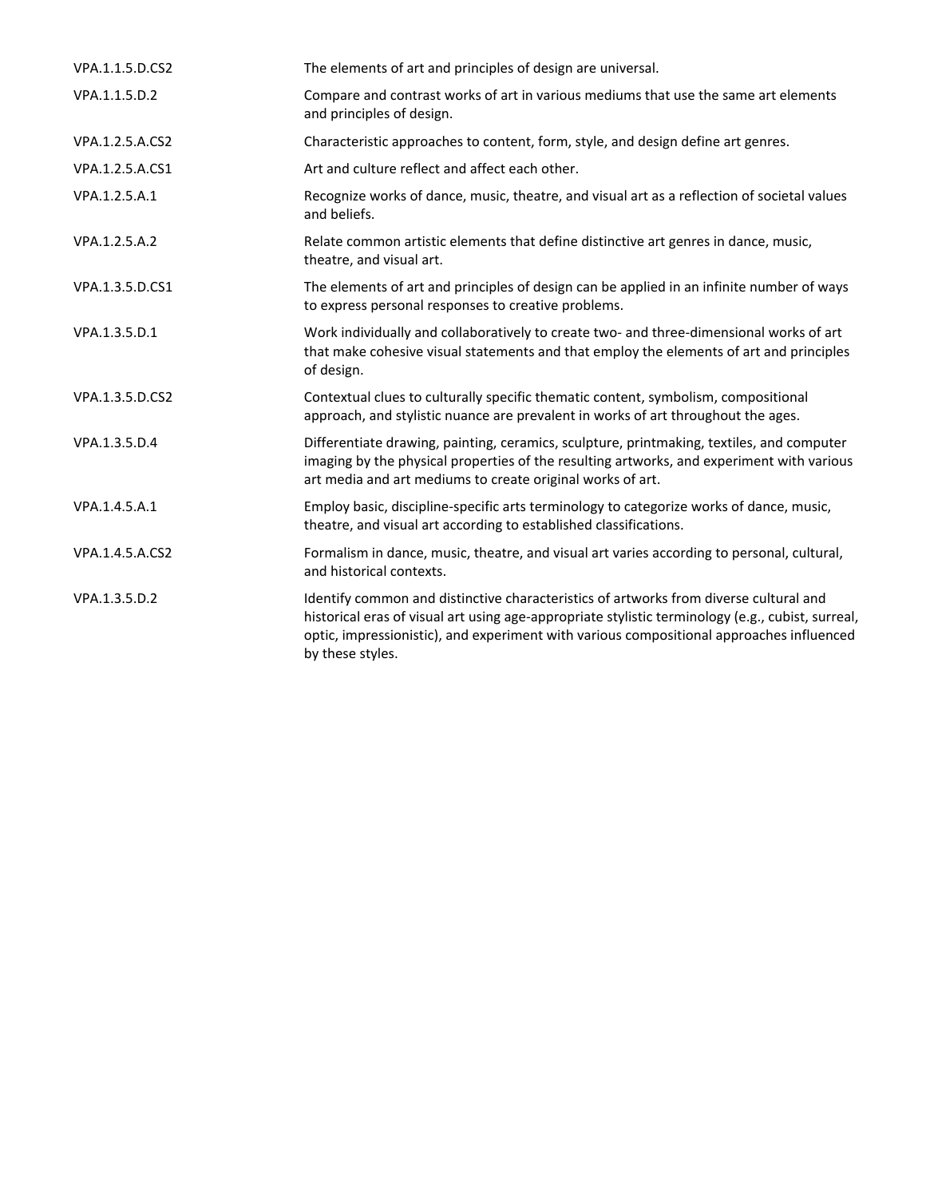| | |
|---|---|
| VPA.1.1.5.D.CS2 | The elements of art and principles of design are universal. |
| VPA.1.1.5.D.2 | Compare and contrast works of art in various mediums that use the same art elements and principles of design. |
| VPA.1.2.5.A.CS2 | Characteristic approaches to content, form, style, and design define art genres. |
| VPA.1.2.5.A.CS1 | Art and culture reflect and affect each other. |
| VPA.1.2.5.A.1 | Recognize works of dance, music, theatre, and visual art as a reflection of societal values and beliefs. |
| VPA.1.2.5.A.2 | Relate common artistic elements that define distinctive art genres in dance, music, theatre, and visual art. |
| VPA.1.3.5.D.CS1 | The elements of art and principles of design can be applied in an infinite number of ways to express personal responses to creative problems. |
| VPA.1.3.5.D.1 | Work individually and collaboratively to create two- and three-dimensional works of art that make cohesive visual statements and that employ the elements of art and principles of design. |
| VPA.1.3.5.D.CS2 | Contextual clues to culturally specific thematic content, symbolism, compositional approach, and stylistic nuance are prevalent in works of art throughout the ages. |
| VPA.1.3.5.D.4 | Differentiate drawing, painting, ceramics, sculpture, printmaking, textiles, and computer imaging by the physical properties of the resulting artworks, and experiment with various art media and art mediums to create original works of art. |
| VPA.1.4.5.A.1 | Employ basic, discipline-specific arts terminology to categorize works of dance, music, theatre, and visual art according to established classifications. |
| VPA.1.4.5.A.CS2 | Formalism in dance, music, theatre, and visual art varies according to personal, cultural, and historical contexts. |
| VPA.1.3.5.D.2 | Identify common and distinctive characteristics of artworks from diverse cultural and historical eras of visual art using age-appropriate stylistic terminology (e.g., cubist, surreal, optic, impressionistic), and experiment with various compositional approaches influenced by these styles. |